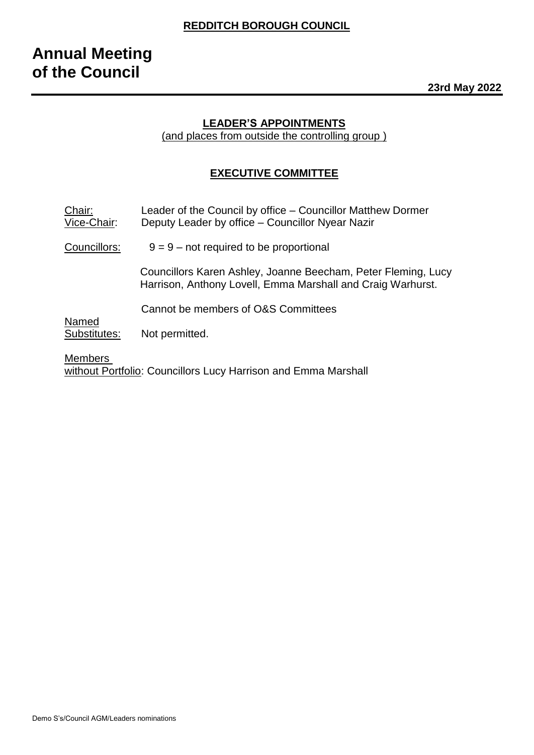**REDDITCH BOROUGH COUNCIL**

# Annual Meeting of the Council

**23rd May 2022**

## LEADER'S APPOINTMENTS

(and places from outside the controlling group )

## EXECUTIVE COMMITTEE

Chair: Leader of the Council by office – Councillor Matthew Dormer
Vice-Chair: Deputy Leader by office – Councillor Nyear Nazir

Councillors: 9 = 9 – not required to be proportional

Councillors Karen Ashley, Joanne Beecham, Peter Fleming, Lucy Harrison, Anthony Lovell, Emma Marshall and Craig Warhurst.

Cannot be members of O&S Committees

Named Substitutes: Not permitted.

Members without Portfolio: Councillors Lucy Harrison and Emma Marshall

Demo S's/Council AGM/Leaders nominations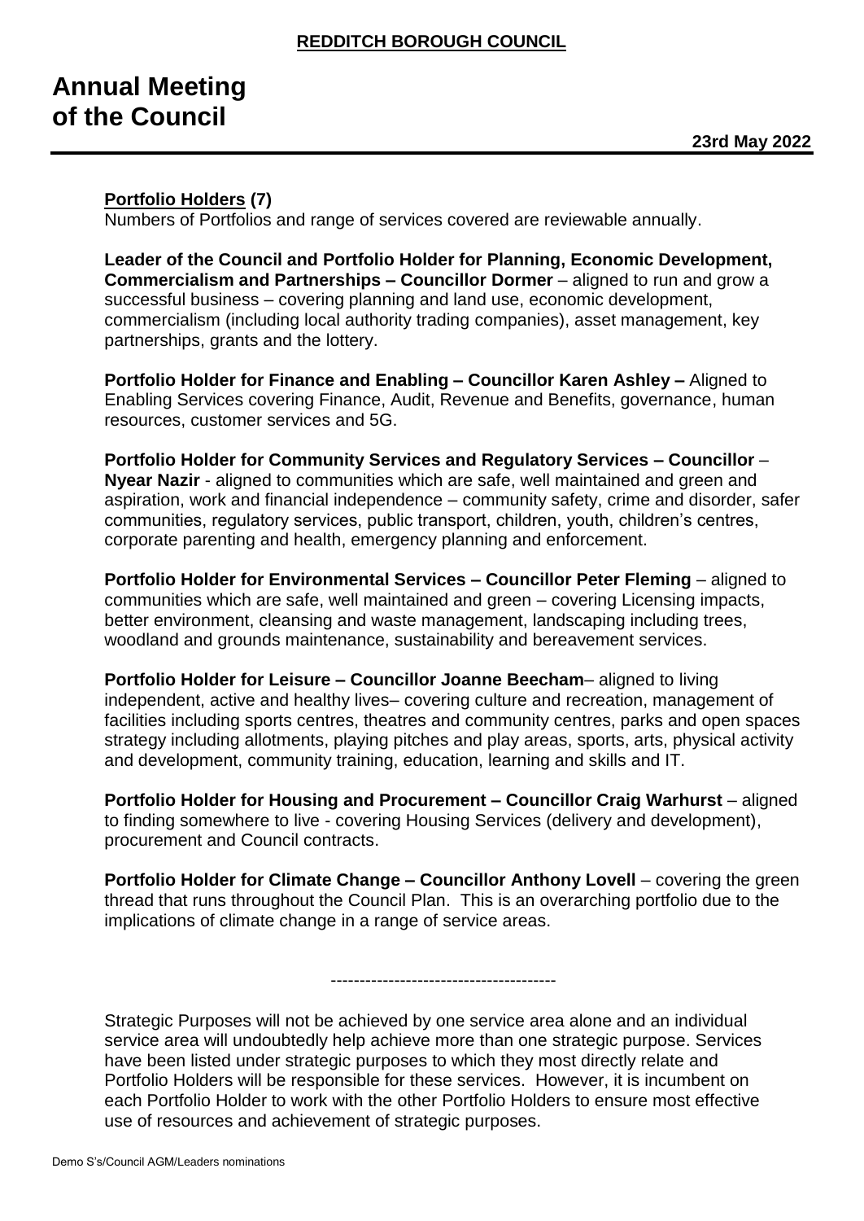**REDDITCH BOROUGH COUNCIL**

# Annual Meeting of the Council

**23rd May 2022**

**Portfolio Holders (7)**
Numbers of Portfolios and range of services covered are reviewable annually.

**Leader of the Council and Portfolio Holder for Planning, Economic Development, Commercialism and Partnerships – Councillor Dormer** – aligned to run and grow a successful business – covering planning and land use, economic development, commercialism (including local authority trading companies), asset management, key partnerships, grants and the lottery.

**Portfolio Holder for Finance and Enabling – Councillor Karen Ashley –** Aligned to Enabling Services covering Finance, Audit, Revenue and Benefits, governance, human resources, customer services and 5G.

**Portfolio Holder for Community Services and Regulatory Services – Councillor** – **Nyear Nazir** - aligned to communities which are safe, well maintained and green and aspiration, work and financial independence – community safety, crime and disorder, safer communities, regulatory services, public transport, children, youth, children's centres, corporate parenting and health, emergency planning and enforcement.

**Portfolio Holder for Environmental Services – Councillor Peter Fleming** – aligned to communities which are safe, well maintained and green – covering Licensing impacts, better environment, cleansing and waste management, landscaping including trees, woodland and grounds maintenance, sustainability and bereavement services.

**Portfolio Holder for Leisure – Councillor Joanne Beecham**– aligned to living independent, active and healthy lives– covering culture and recreation, management of facilities including sports centres, theatres and community centres, parks and open spaces strategy including allotments, playing pitches and play areas, sports, arts, physical activity and development, community training, education, learning and skills and IT.

**Portfolio Holder for Housing and Procurement – Councillor Craig Warhurst** – aligned to finding somewhere to live - covering Housing Services (delivery and development), procurement and Council contracts.

**Portfolio Holder for Climate Change – Councillor Anthony Lovell** – covering the green thread that runs throughout the Council Plan. This is an overarching portfolio due to the implications of climate change in a range of service areas.

---

Strategic Purposes will not be achieved by one service area alone and an individual service area will undoubtedly help achieve more than one strategic purpose. Services have been listed under strategic purposes to which they most directly relate and Portfolio Holders will be responsible for these services. However, it is incumbent on each Portfolio Holder to work with the other Portfolio Holders to ensure most effective use of resources and achievement of strategic purposes.

Demo S's/Council AGM/Leaders nominations